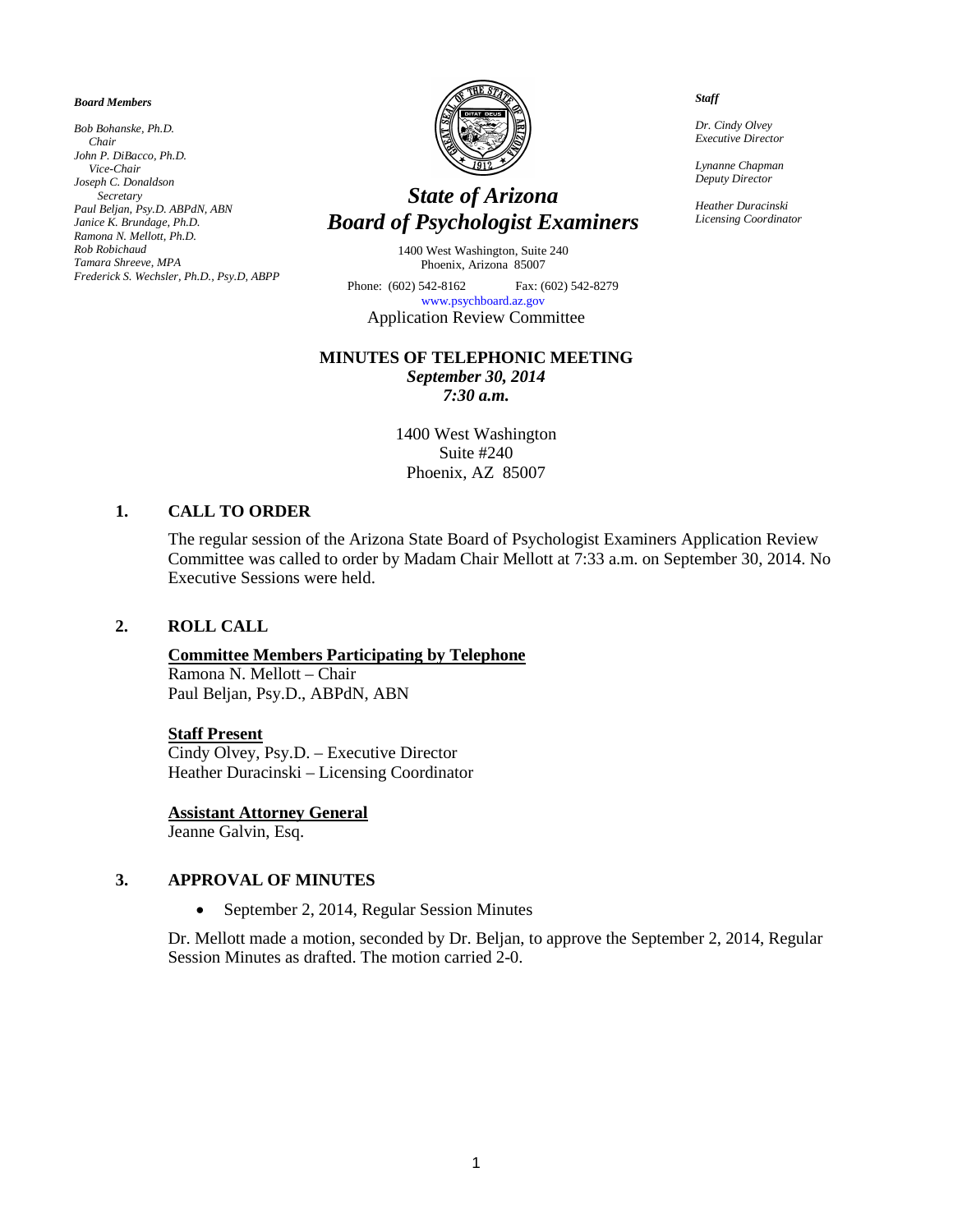*Board Members*

*Bob Bohanske, Ph.D.*
*Chair*
*John P. DiBacco, Ph.D.*
*Vice-Chair*
*Joseph C. Donaldson*
*Secretary*
*Paul Beljan, Psy.D. ABPdN, ABN*
*Janice K. Brundage, Ph.D.*
*Ramona N. Mellott, Ph.D.*
*Rob Robichaud*
*Tamara Shreeve, MPA*
*Frederick S. Wechsler, Ph.D., Psy.D, ABPP*

# *State of Arizona*
# *Board of Psychologist Examiners*

1400 West Washington, Suite 240
Phoenix, Arizona 85007

Phone: (602) 542-8162 Fax: (602) 542-8279
www.psychboard.az.gov

Application Review Committee

*Staff*

*Dr. Cindy Olvey*
*Executive Director*

*Lynanne Chapman*
*Deputy Director*

*Heather Duracinski*
*Licensing Coordinator*

## MINUTES OF TELEPHONIC MEETING

***September 30, 2014***
***7:30 a.m.***

1400 West Washington
Suite #240
Phoenix, AZ 85007

## 1. CALL TO ORDER

The regular session of the Arizona State Board of Psychologist Examiners Application Review Committee was called to order by Madam Chair Mellott at 7:33 a.m. on September 30, 2014. No Executive Sessions were held.

## 2. ROLL CALL

**Committee Members Participating by Telephone**
Ramona N. Mellott – Chair
Paul Beljan, Psy.D., ABPdN, ABN

**Staff Present**
Cindy Olvey, Psy.D. – Executive Director
Heather Duracinski – Licensing Coordinator

**Assistant Attorney General**
Jeanne Galvin, Esq.

## 3. APPROVAL OF MINUTES

- September 2, 2014, Regular Session Minutes

Dr. Mellott made a motion, seconded by Dr. Beljan, to approve the September 2, 2014, Regular Session Minutes as drafted. The motion carried 2-0.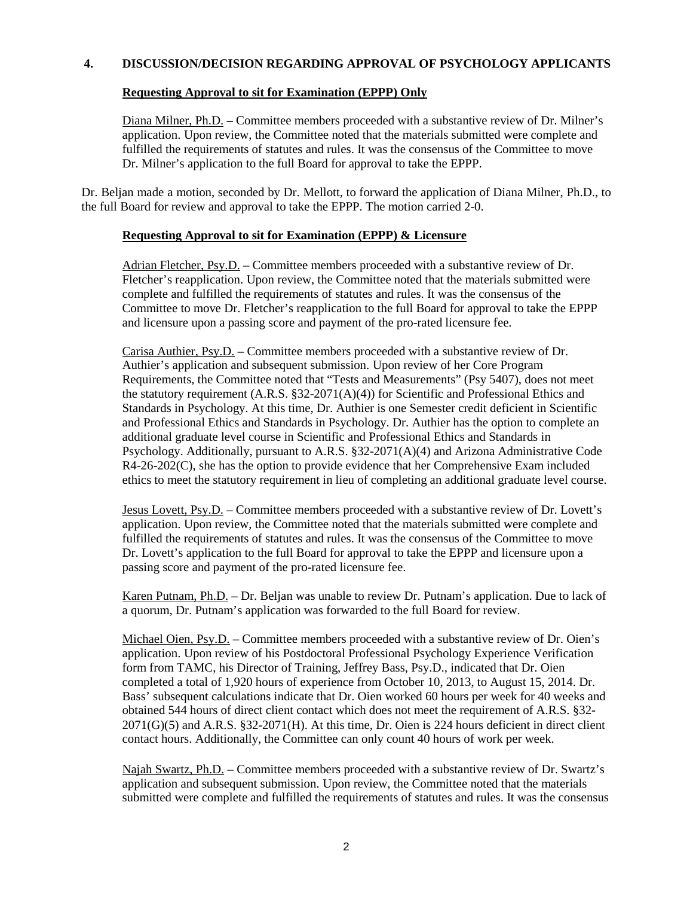## 4. DISCUSSION/DECISION REGARDING APPROVAL OF PSYCHOLOGY APPLICANTS

**Requesting Approval to sit for Examination (EPPP) Only**

Diana Milner, Ph.D. **–** Committee members proceeded with a substantive review of Dr. Milner's application. Upon review, the Committee noted that the materials submitted were complete and fulfilled the requirements of statutes and rules. It was the consensus of the Committee to move Dr. Milner's application to the full Board for approval to take the EPPP.

Dr. Beljan made a motion, seconded by Dr. Mellott, to forward the application of Diana Milner, Ph.D., to the full Board for review and approval to take the EPPP. The motion carried 2-0.

**Requesting Approval to sit for Examination (EPPP) & Licensure**

Adrian Fletcher, Psy.D. – Committee members proceeded with a substantive review of Dr. Fletcher's reapplication. Upon review, the Committee noted that the materials submitted were complete and fulfilled the requirements of statutes and rules. It was the consensus of the Committee to move Dr. Fletcher's reapplication to the full Board for approval to take the EPPP and licensure upon a passing score and payment of the pro-rated licensure fee.

Carisa Authier, Psy.D. – Committee members proceeded with a substantive review of Dr. Authier's application and subsequent submission. Upon review of her Core Program Requirements, the Committee noted that "Tests and Measurements" (Psy 5407), does not meet the statutory requirement (A.R.S. §32-2071(A)(4)) for Scientific and Professional Ethics and Standards in Psychology. At this time, Dr. Authier is one Semester credit deficient in Scientific and Professional Ethics and Standards in Psychology. Dr. Authier has the option to complete an additional graduate level course in Scientific and Professional Ethics and Standards in Psychology. Additionally, pursuant to A.R.S. §32-2071(A)(4) and Arizona Administrative Code R4-26-202(C), she has the option to provide evidence that her Comprehensive Exam included ethics to meet the statutory requirement in lieu of completing an additional graduate level course.

Jesus Lovett, Psy.D. – Committee members proceeded with a substantive review of Dr. Lovett's application. Upon review, the Committee noted that the materials submitted were complete and fulfilled the requirements of statutes and rules. It was the consensus of the Committee to move Dr. Lovett's application to the full Board for approval to take the EPPP and licensure upon a passing score and payment of the pro-rated licensure fee.

Karen Putnam, Ph.D. – Dr. Beljan was unable to review Dr. Putnam's application. Due to lack of a quorum, Dr. Putnam's application was forwarded to the full Board for review.

Michael Oien, Psy.D. – Committee members proceeded with a substantive review of Dr. Oien's application. Upon review of his Postdoctoral Professional Psychology Experience Verification form from TAMC, his Director of Training, Jeffrey Bass, Psy.D., indicated that Dr. Oien completed a total of 1,920 hours of experience from October 10, 2013, to August 15, 2014. Dr. Bass' subsequent calculations indicate that Dr. Oien worked 60 hours per week for 40 weeks and obtained 544 hours of direct client contact which does not meet the requirement of A.R.S. §32-2071(G)(5) and A.R.S. §32-2071(H). At this time, Dr. Oien is 224 hours deficient in direct client contact hours. Additionally, the Committee can only count 40 hours of work per week.

Najah Swartz, Ph.D. – Committee members proceeded with a substantive review of Dr. Swartz's application and subsequent submission. Upon review, the Committee noted that the materials submitted were complete and fulfilled the requirements of statutes and rules. It was the consensus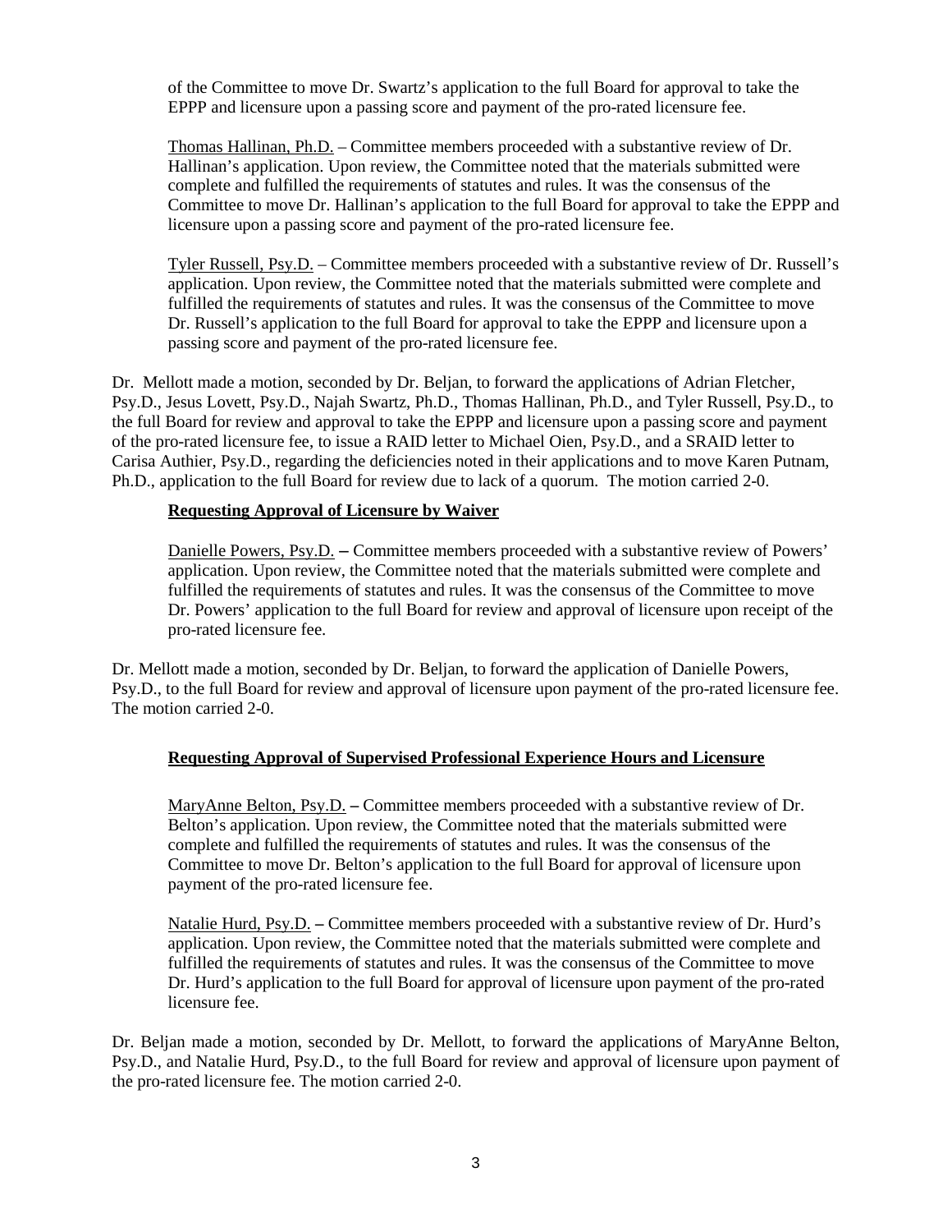of the Committee to move Dr. Swartz's application to the full Board for approval to take the EPPP and licensure upon a passing score and payment of the pro-rated licensure fee.

Thomas Hallinan, Ph.D. – Committee members proceeded with a substantive review of Dr. Hallinan's application. Upon review, the Committee noted that the materials submitted were complete and fulfilled the requirements of statutes and rules. It was the consensus of the Committee to move Dr. Hallinan's application to the full Board for approval to take the EPPP and licensure upon a passing score and payment of the pro-rated licensure fee.

Tyler Russell, Psy.D. – Committee members proceeded with a substantive review of Dr. Russell's application. Upon review, the Committee noted that the materials submitted were complete and fulfilled the requirements of statutes and rules. It was the consensus of the Committee to move Dr. Russell's application to the full Board for approval to take the EPPP and licensure upon a passing score and payment of the pro-rated licensure fee.

Dr. Mellott made a motion, seconded by Dr. Beljan, to forward the applications of Adrian Fletcher, Psy.D., Jesus Lovett, Psy.D., Najah Swartz, Ph.D., Thomas Hallinan, Ph.D., and Tyler Russell, Psy.D., to the full Board for review and approval to take the EPPP and licensure upon a passing score and payment of the pro-rated licensure fee, to issue a RAID letter to Michael Oien, Psy.D., and a SRAID letter to Carisa Authier, Psy.D., regarding the deficiencies noted in their applications and to move Karen Putnam, Ph.D., application to the full Board for review due to lack of a quorum. The motion carried 2-0.

**Requesting Approval of Licensure by Waiver**

Danielle Powers, Psy.D. **–** Committee members proceeded with a substantive review of Powers' application. Upon review, the Committee noted that the materials submitted were complete and fulfilled the requirements of statutes and rules. It was the consensus of the Committee to move Dr. Powers' application to the full Board for review and approval of licensure upon receipt of the pro-rated licensure fee.

Dr. Mellott made a motion, seconded by Dr. Beljan, to forward the application of Danielle Powers, Psy.D., to the full Board for review and approval of licensure upon payment of the pro-rated licensure fee. The motion carried 2-0.

**Requesting Approval of Supervised Professional Experience Hours and Licensure**

MaryAnne Belton, Psy.D. **–** Committee members proceeded with a substantive review of Dr. Belton's application. Upon review, the Committee noted that the materials submitted were complete and fulfilled the requirements of statutes and rules. It was the consensus of the Committee to move Dr. Belton's application to the full Board for approval of licensure upon payment of the pro-rated licensure fee.

Natalie Hurd, Psy.D. **–** Committee members proceeded with a substantive review of Dr. Hurd's application. Upon review, the Committee noted that the materials submitted were complete and fulfilled the requirements of statutes and rules. It was the consensus of the Committee to move Dr. Hurd's application to the full Board for approval of licensure upon payment of the pro-rated licensure fee.

Dr. Beljan made a motion, seconded by Dr. Mellott, to forward the applications of MaryAnne Belton, Psy.D., and Natalie Hurd, Psy.D., to the full Board for review and approval of licensure upon payment of the pro-rated licensure fee. The motion carried 2-0.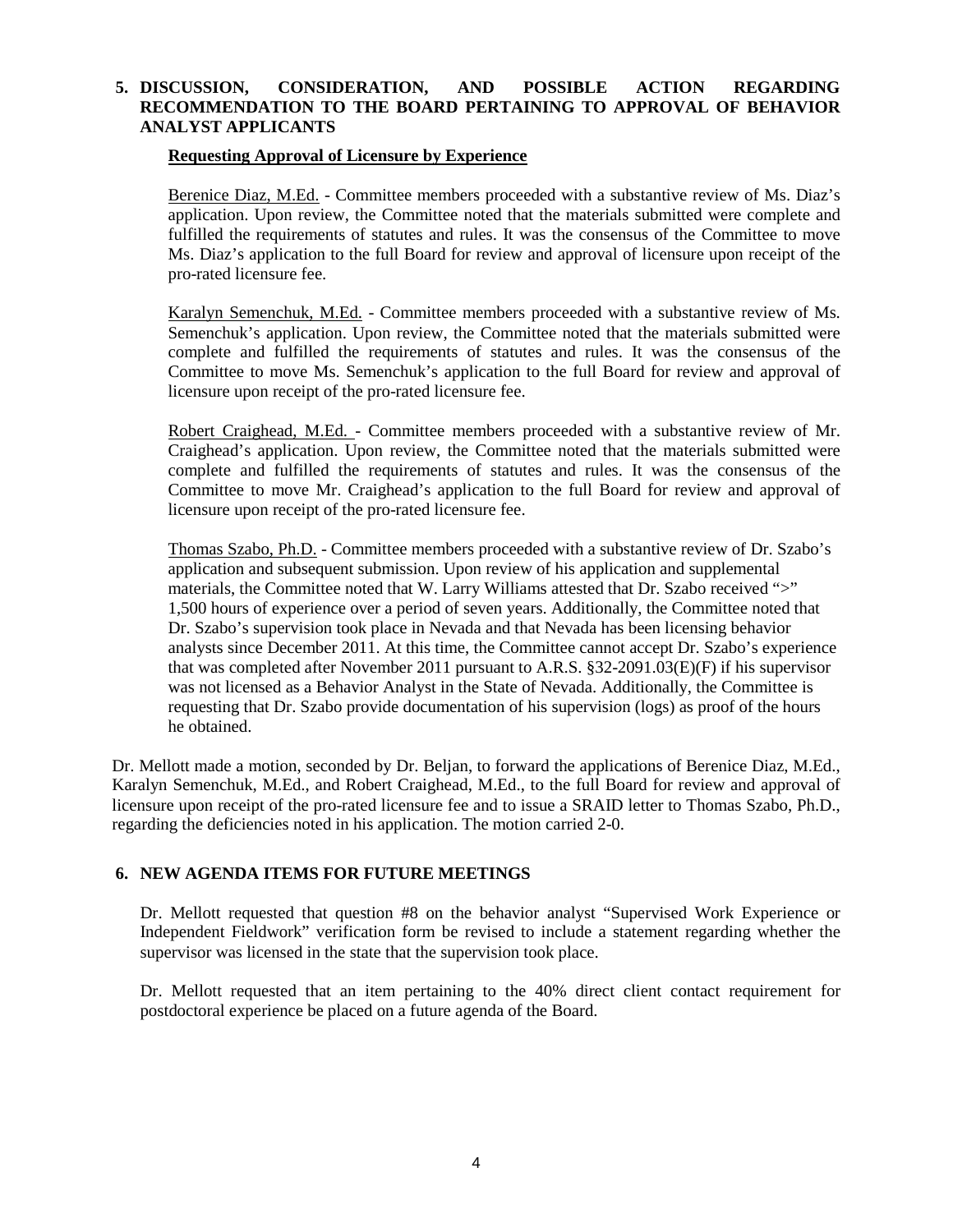## 5. DISCUSSION, CONSIDERATION, AND POSSIBLE ACTION REGARDING RECOMMENDATION TO THE BOARD PERTAINING TO APPROVAL OF BEHAVIOR ANALYST APPLICANTS

**Requesting Approval of Licensure by Experience**

Berenice Diaz, M.Ed. - Committee members proceeded with a substantive review of Ms. Diaz's application. Upon review, the Committee noted that the materials submitted were complete and fulfilled the requirements of statutes and rules. It was the consensus of the Committee to move Ms. Diaz's application to the full Board for review and approval of licensure upon receipt of the pro-rated licensure fee.

Karalyn Semenchuk, M.Ed. - Committee members proceeded with a substantive review of Ms. Semenchuk's application. Upon review, the Committee noted that the materials submitted were complete and fulfilled the requirements of statutes and rules. It was the consensus of the Committee to move Ms. Semenchuk's application to the full Board for review and approval of licensure upon receipt of the pro-rated licensure fee.

Robert Craighead, M.Ed. - Committee members proceeded with a substantive review of Mr. Craighead's application. Upon review, the Committee noted that the materials submitted were complete and fulfilled the requirements of statutes and rules. It was the consensus of the Committee to move Mr. Craighead's application to the full Board for review and approval of licensure upon receipt of the pro-rated licensure fee.

Thomas Szabo, Ph.D. - Committee members proceeded with a substantive review of Dr. Szabo's application and subsequent submission. Upon review of his application and supplemental materials, the Committee noted that W. Larry Williams attested that Dr. Szabo received ">" 1,500 hours of experience over a period of seven years. Additionally, the Committee noted that Dr. Szabo's supervision took place in Nevada and that Nevada has been licensing behavior analysts since December 2011. At this time, the Committee cannot accept Dr. Szabo's experience that was completed after November 2011 pursuant to A.R.S. §32-2091.03(E)(F) if his supervisor was not licensed as a Behavior Analyst in the State of Nevada. Additionally, the Committee is requesting that Dr. Szabo provide documentation of his supervision (logs) as proof of the hours he obtained.

Dr. Mellott made a motion, seconded by Dr. Beljan, to forward the applications of Berenice Diaz, M.Ed., Karalyn Semenchuk, M.Ed., and Robert Craighead, M.Ed., to the full Board for review and approval of licensure upon receipt of the pro-rated licensure fee and to issue a SRAID letter to Thomas Szabo, Ph.D., regarding the deficiencies noted in his application. The motion carried 2-0.

## 6. NEW AGENDA ITEMS FOR FUTURE MEETINGS

Dr. Mellott requested that question #8 on the behavior analyst "Supervised Work Experience or Independent Fieldwork" verification form be revised to include a statement regarding whether the supervisor was licensed in the state that the supervision took place.

Dr. Mellott requested that an item pertaining to the 40% direct client contact requirement for postdoctoral experience be placed on a future agenda of the Board.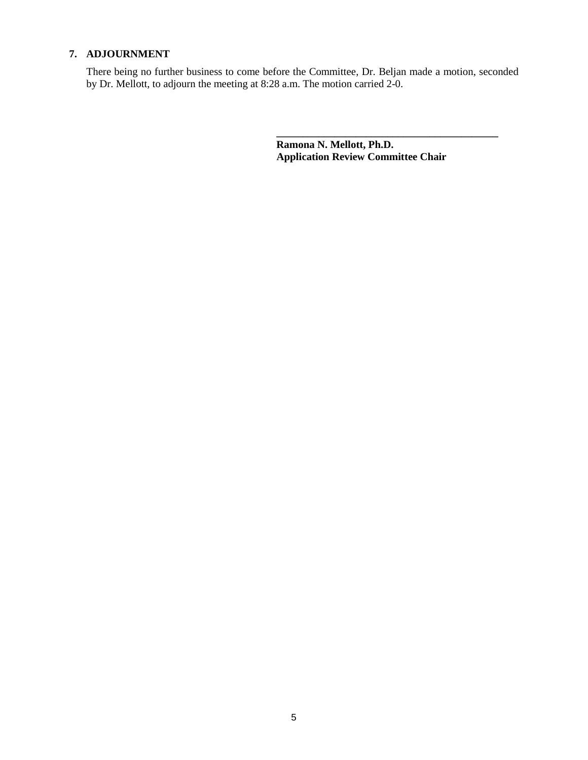## 7. ADJOURNMENT

There being no further business to come before the Committee, Dr. Beljan made a motion, seconded by Dr. Mellott, to adjourn the meeting at 8:28 a.m. The motion carried 2-0.

\_\_\_\_\_\_\_\_\_\_\_\_\_\_\_\_\_\_\_\_\_\_\_\_\_\_\_\_\_\_\_\_\_\_\_\_\_\_\_\_\_\_\_\_

**Ramona N. Mellott, Ph.D.**
**Application Review Committee Chair**